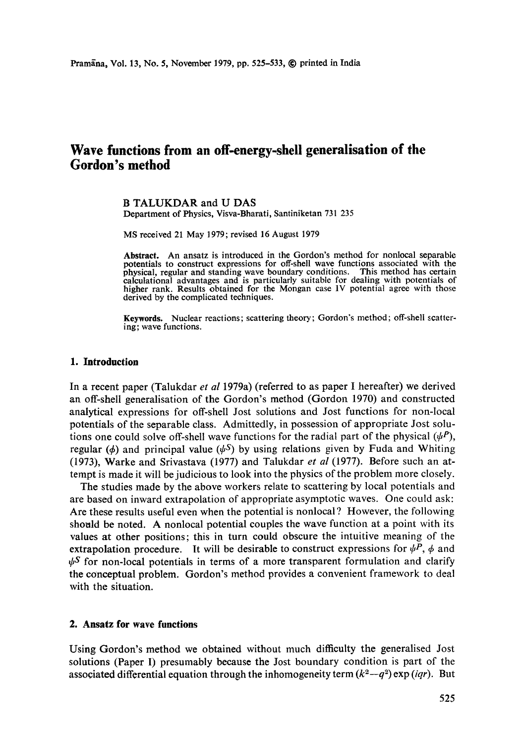# Wave functions from an off-energy-shell generalisation of the Gordon's method

B TALUKDAR and U DAS
Department of Physics, Visva-Bharati, Santiniketan 731 235

MS received 21 May 1979; revised 16 August 1979

**Abstract.** An ansatz is introduced in the Gordon's method for nonlocal separable potentials to construct expressions for off-shell wave functions associated with the physical, regular and standing wave boundary conditions. This method has certain calculational advantages and is particularly suitable for dealing with potentials of higher rank. Results obtained for the Mongan case IV potential agree with those derived by the complicated techniques.

**Keywords.** Nuclear reactions; scattering theory; Gordon's method; off-shell scattering; wave functions.

## 1. Introduction

In a recent paper (Talukdar *et al* 1979a) (referred to as paper I hereafter) we derived an off-shell generalisation of the Gordon's method (Gordon 1970) and constructed analytical expressions for off-shell Jost solutions and Jost functions for non-local potentials of the separable class. Admittedly, in possession of appropriate Jost solutions one could solve off-shell wave functions for the radial part of the physical ($\psi^P$), regular ($\phi$) and principal value ($\psi^S$) by using relations given by Fuda and Whiting (1973), Warke and Srivastava (1977) and Talukdar *et al* (1977). Before such an attempt is made it will be judicious to look into the physics of the problem more closely.

The studies made by the above workers relate to scattering by local potentials and are based on inward extrapolation of appropriate asymptotic waves. One could ask: Are these results useful even when the potential is nonlocal? However, the following should be noted. A nonlocal potential couples the wave function at a point with its values at other positions; this in turn could obscure the intuitive meaning of the extrapolation procedure. It will be desirable to construct expressions for $\psi^P$, $\phi$ and $\psi^S$ for non-local potentials in terms of a more transparent formulation and clarify the conceptual problem. Gordon's method provides a convenient framework to deal with the situation.

## 2. Ansatz for wave functions

Using Gordon's method we obtained without much difficulty the generalised Jost solutions (Paper I) presumably because the Jost boundary condition is part of the associated differential equation through the inhomogeneity term $(k^2-q^2)\exp(iqr)$. But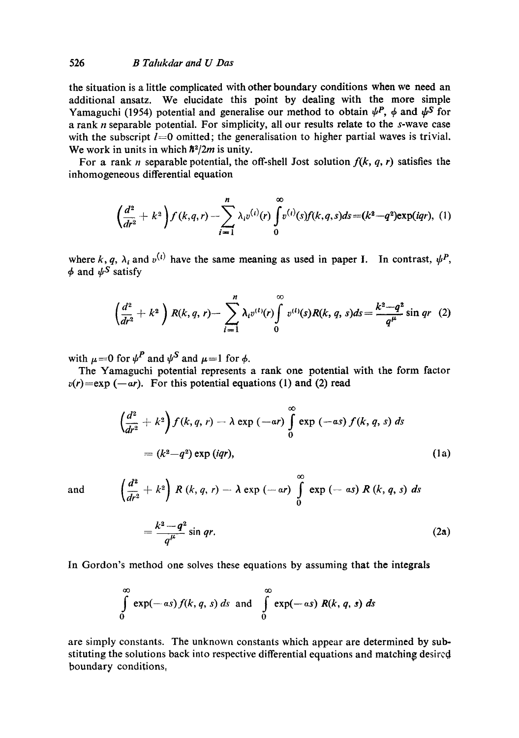the situation is a little complicated with other boundary conditions when we need an additional ansatz. We elucidate this point by dealing with the more simple Yamaguchi (1954) potential and generalise our method to obtain $\psi^P$, $\phi$ and $\psi^S$ for a rank $n$ separable potential. For simplicity, all our results relate to the $s$-wave case with the subscript $l=0$ omitted; the generalisation to higher partial waves is trivial. We work in units in which $\hbar^2/2m$ is unity.

For a rank $n$ separable potential, the off-shell Jost solution $f(k, q, r)$ satisfies the inhomogeneous differential equation

$$\left(\frac{d^2}{dr^2} + k^2\right) f(k,q,r) - \sum_{i=1}^{n} \lambda_i v^{(i)}(r) \int_0^\infty v^{(i)}(s) f(k,q,s) ds = (k^2 - q^2)\exp(iqr), \quad (1)$$

where $k$, $q$, $\lambda_i$ and $v^{(i)}$ have the same meaning as used in paper I. In contrast, $\psi^P$, $\phi$ and $\psi^S$ satisfy

$$\left(\frac{d^2}{dr^2} + k^2\right) R(k,q,r) - \sum_{i=1}^{n} \lambda_i v^{(i)}(r) \int_0^\infty v^{(i)}(s) R(k,q,s) ds = \frac{k^2 - q^2}{q^\mu} \sin qr \quad (2)$$

with $\mu=0$ for $\psi^P$ and $\psi^S$ and $\mu=1$ for $\phi$.

The Yamaguchi potential represents a rank one potential with the form factor $v(r) = \exp(-\alpha r)$. For this potential equations (1) and (2) read

$$\left(\frac{d^2}{dr^2} + k^2\right) f(k,q,r) - \lambda \exp(-\alpha r) \int_0^\infty \exp(-\alpha s) f(k,q,s) ds$$
$$= (k^2 - q^2)\exp(iqr), \quad (1a)$$

and

$$\left(\frac{d^2}{dr^2} + k^2\right) R(k,q,r) - \lambda \exp(-\alpha r) \int_0^\infty \exp(-\alpha s) R(k,q,s) ds$$
$$= \frac{k^2 - q^2}{q^\mu} \sin qr. \quad (2a)$$

In Gordon's method one solves these equations by assuming that the integrals

$$\int_0^\infty \exp(-\alpha s) f(k,q,s) ds \text{ and } \int_0^\infty \exp(-\alpha s) R(k,q,s) ds$$

are simply constants. The unknown constants which appear are determined by substituting the solutions back into respective differential equations and matching desired boundary conditions.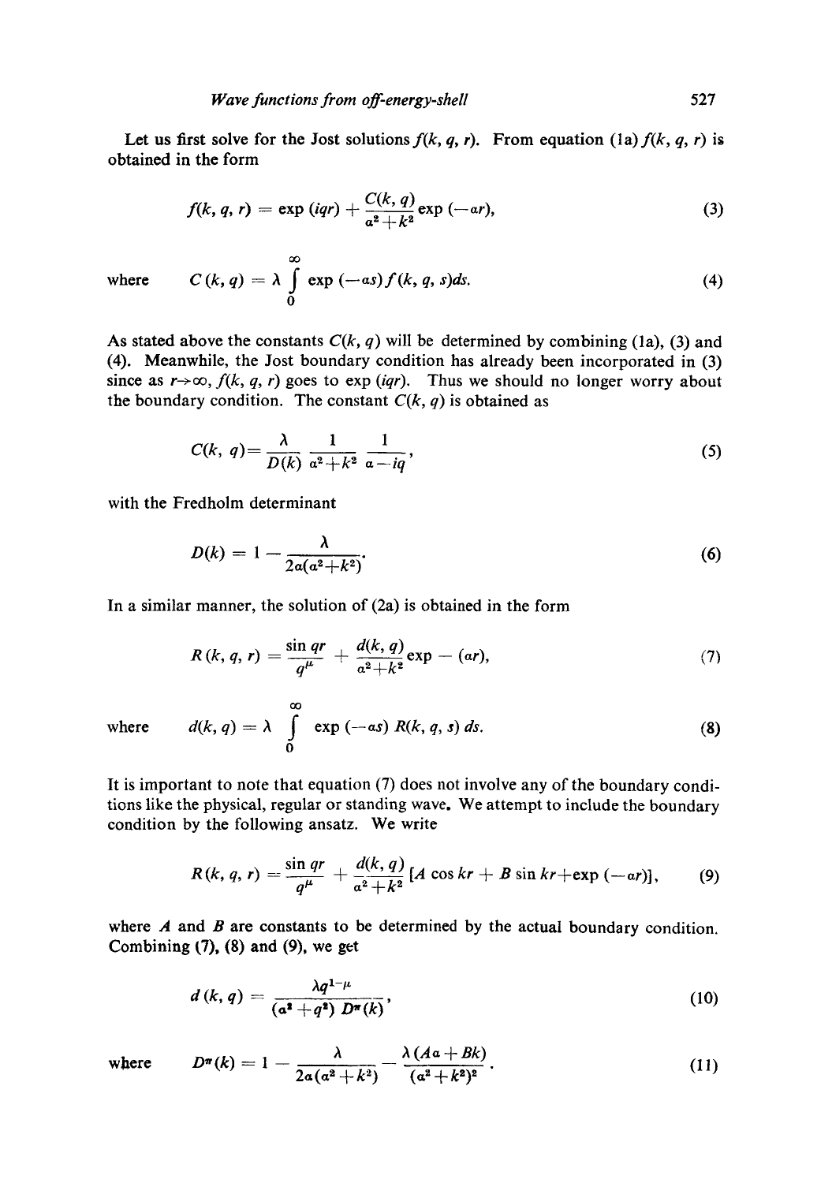Let us first solve for the Jost solutions $f(k, q, r)$. From equation (1a) $f(k, q, r)$ is obtained in the form

$$f(k, q, r) = \exp(iqr) + \frac{C(k, q)}{\alpha^2 + k^2} \exp(-\alpha r), \tag{3}$$

where
$$C(k, q) = \lambda \int_0^\infty \exp(-\alpha s) f(k, q, s) ds. \tag{4}$$

As stated above the constants $C(k, q)$ will be determined by combining (1a), (3) and (4). Meanwhile, the Jost boundary condition has already been incorporated in (3) since as $r \to \infty$, $f(k, q, r)$ goes to $\exp(iqr)$. Thus we should no longer worry about the boundary condition. The constant $C(k, q)$ is obtained as

$$C(k, q) = \frac{\lambda}{D(k)} \frac{1}{\alpha^2 + k^2} \frac{1}{\alpha - iq}, \tag{5}$$

with the Fredholm determinant

$$D(k) = 1 - \frac{\lambda}{2\alpha(\alpha^2 + k^2)}. \tag{6}$$

In a similar manner, the solution of (2a) is obtained in the form

$$R(k, q, r) = \frac{\sin qr}{q^\mu} + \frac{d(k, q)}{\alpha^2 + k^2} \exp - (\alpha r), \tag{7}$$

where
$$d(k, q) = \lambda \int_0^\infty \exp(-\alpha s) R(k, q, s) ds. \tag{8}$$

It is important to note that equation (7) does not involve any of the boundary conditions like the physical, regular or standing wave. We attempt to include the boundary condition by the following ansatz. We write

$$R(k, q, r) = \frac{\sin qr}{q^\mu} + \frac{d(k, q)}{\alpha^2 + k^2} [A \cos kr + B \sin kr + \exp(-\alpha r)], \tag{9}$$

where $A$ and $B$ are constants to be determined by the actual boundary condition. Combining (7), (8) and (9), we get

$$d(k, q) = \frac{\lambda q^{1-\mu}}{(\alpha^2 + q^2) D^\pi(k)}, \tag{10}$$

where
$$D^\pi(k) = 1 - \frac{\lambda}{2\alpha(\alpha^2 + k^2)} - \frac{\lambda(A\alpha + Bk)}{(\alpha^2 + k^2)^2}. \tag{11}$$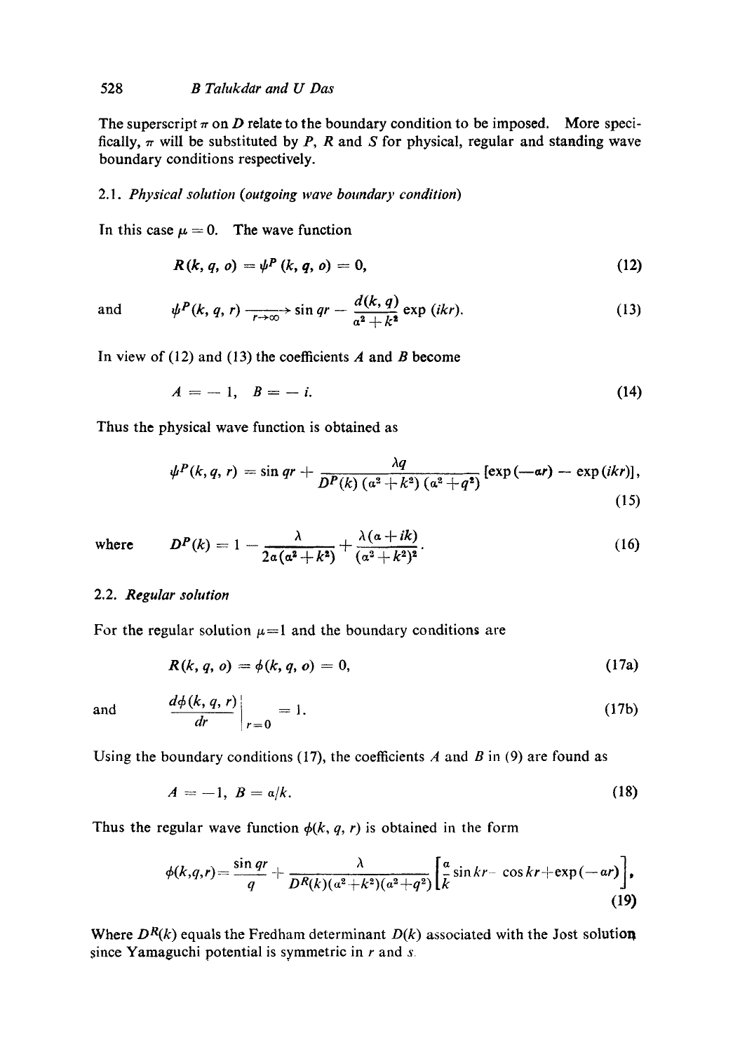The superscript $\pi$ on $D$ relate to the boundary condition to be imposed. More specifically, $\pi$ will be substituted by $P$, $R$ and $S$ for physical, regular and standing wave boundary conditions respectively.

### 2.1. *Physical solution (outgoing wave boundary condition)*

In this case $\mu = 0$. The wave function

$$R(k, q, o) = \psi^P(k, q, o) = 0, \tag{12}$$

and

$$\psi^P(k, q, r) \xrightarrow[r\to\infty]{} \sin qr - \frac{d(k, q)}{a^2 + k^2} \exp(ikr). \tag{13}$$

In view of (12) and (13) the coefficients $A$ and $B$ become

$$A = -1, \quad B = -i. \tag{14}$$

Thus the physical wave function is obtained as

$$\psi^P(k, q, r) = \sin qr + \frac{\lambda q}{D^P(k)(a^2 + k^2)(a^2 + q^2)} [\exp(-ar) - \exp(ikr)], \tag{15}$$

where

$$D^P(k) = 1 - \frac{\lambda}{2a(a^2 + k^2)} + \frac{\lambda(a + ik)}{(a^2 + k^2)^2}. \tag{16}$$

### 2.2. *Regular solution*

For the regular solution $\mu = 1$ and the boundary conditions are

$$R(k, q, o) = \phi(k, q, o) = 0, \tag{17a}$$

and

$$\left.\frac{d\phi(k, q, r)}{dr}\right|_{r=0} = 1. \tag{17b}$$

Using the boundary conditions (17), the coefficients $A$ and $B$ in (9) are found as

$$A = -1, \quad B = a/k. \tag{18}$$

Thus the regular wave function $\phi(k, q, r)$ is obtained in the form

$$\phi(k,q,r) = \frac{\sin qr}{q} + \frac{\lambda}{D^R(k)(a^2 + k^2)(a^2 + q^2)} \left[\frac{a}{k} \sin kr - \cos kr + \exp(-ar)\right], \tag{19}$$

Where $D^R(k)$ equals the Fredham determinant $D(k)$ associated with the Jost solution since Yamaguchi potential is symmetric in $r$ and $s$.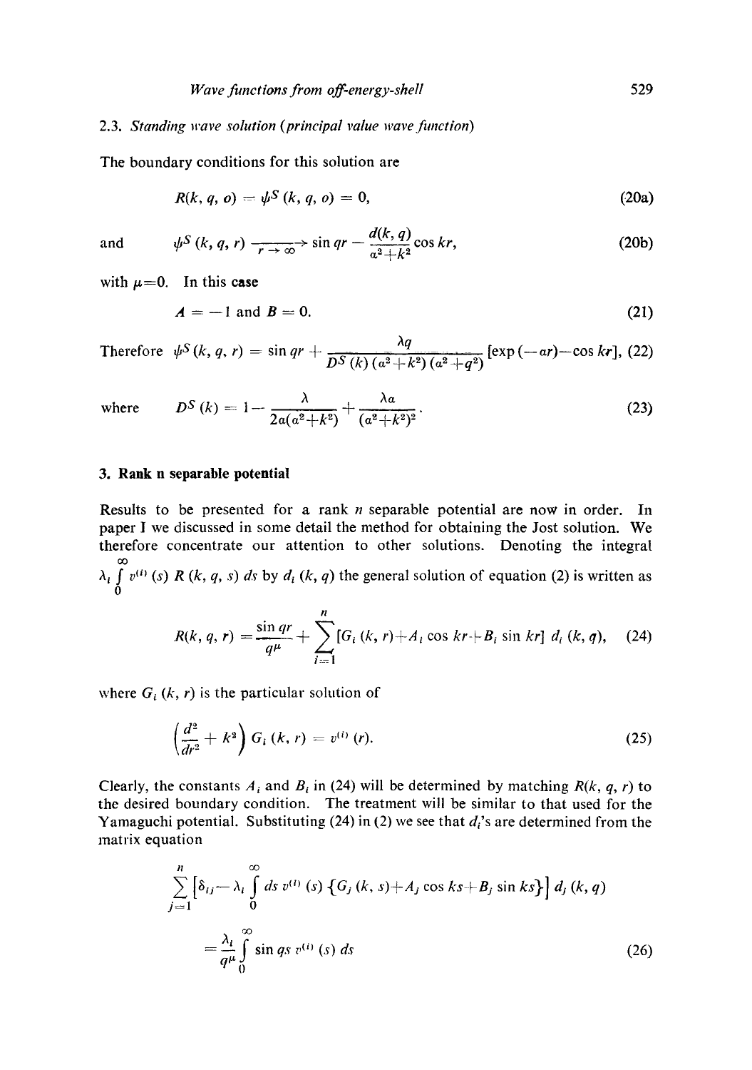### 2.3. *Standing wave solution (principal value wave function)*

The boundary conditions for this solution are

$$R(k, q, o) = \psi^S(k, q, o) = 0, \tag{20a}$$

and
$$\psi^S(k, q, r) \xrightarrow[r \to \infty]{} \sin qr - \frac{d(k, q)}{a^2+k^2} \cos kr, \tag{20b}$$

with $\mu=0$. In this case

$$A = -1 \text{ and } B = 0. \tag{21}$$

Therefore
$$\psi^S(k, q, r) = \sin qr + \frac{\lambda q}{D^S(k)\,(a^2+k^2)\,(a^2+q^2)} [\exp(-ar) - \cos kr], \tag{22}$$

where
$$D^S(k) = 1 - \frac{\lambda}{2a(a^2+k^2)} + \frac{\lambda a}{(a^2+k^2)^2}. \tag{23}$$

## 3. Rank n separable potential

Results to be presented for a rank $n$ separable potential are now in order. In paper I we discussed in some detail the method for obtaining the Jost solution. We therefore concentrate our attention to other solutions. Denoting the integral $\lambda_i \int_0^\infty v^{(i)}(s)\, R(k, q, s)\, ds$ by $d_i(k, q)$ the general solution of equation (2) is written as

$$R(k, q, r) = \frac{\sin qr}{q^\mu} + \sum_{i=1}^{n} [G_i(k, r) + A_i \cos kr + B_i \sin kr]\, d_i(k, q), \tag{24}$$

where $G_i(k, r)$ is the particular solution of

$$\left(\frac{d^2}{dr^2} + k^2\right) G_i(k, r) = v^{(i)}(r). \tag{25}$$

Clearly, the constants $A_i$ and $B_i$ in (24) will be determined by matching $R(k, q, r)$ to the desired boundary condition. The treatment will be similar to that used for the Yamaguchi potential. Substituting (24) in (2) we see that $d_i$'s are determined from the matrix equation

$$\sum_{j=1}^{n} \left[\delta_{ij} - \lambda_i \int_0^\infty ds\, v^{(i)}(s) \left\{G_j(k, s) + A_j \cos ks + B_j \sin ks\right\}\right] d_j(k, q)$$

$$= \frac{\lambda_i}{q^\mu} \int_0^\infty \sin qs\, v^{(i)}(s)\, ds \tag{26}$$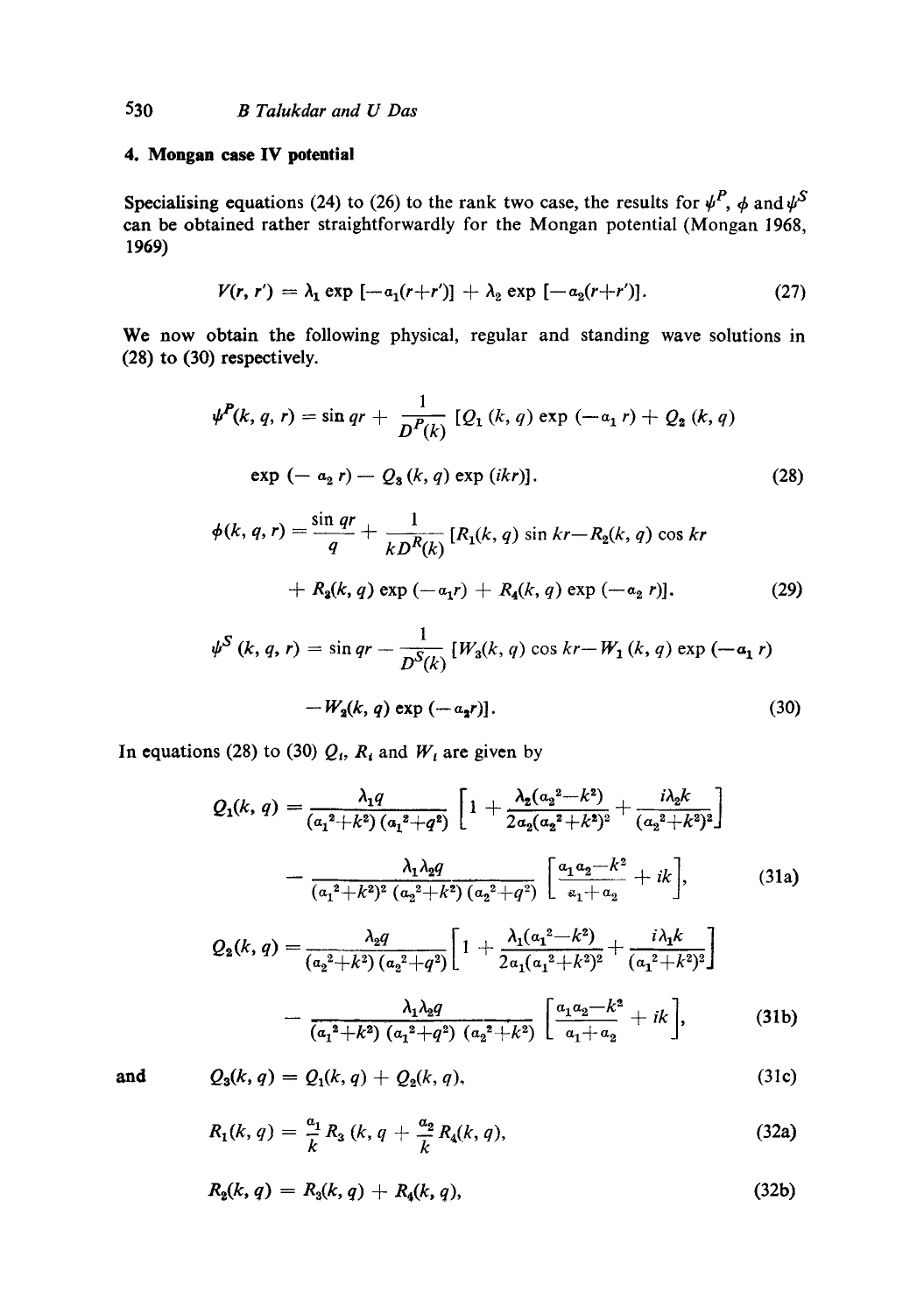## 4. Mongan case IV potential

Specialising equations (24) to (26) to the rank two case, the results for $\psi^P$, $\phi$ and $\psi^S$ can be obtained rather straightforwardly for the Mongan potential (Mongan 1968, 1969)

$$V(r, r') = \lambda_1 \exp[-a_1(r+r')] + \lambda_2 \exp[-a_2(r+r')]. \tag{27}$$

We now obtain the following physical, regular and standing wave solutions in (28) to (30) respectively.

$$\psi^P(k, q, r) = \sin qr + \frac{1}{D^P(k)} [Q_1(k, q) \exp(-a_1 r) + Q_2(k, q) \exp(-a_2 r) - Q_3(k, q) \exp(ikr)]. \tag{28}$$

$$\phi(k, q, r) = \frac{\sin qr}{q} + \frac{1}{kD^R(k)} [R_1(k, q) \sin kr - R_2(k, q) \cos kr + R_3(k, q) \exp(-a_1 r) + R_4(k, q) \exp(-a_2 r)]. \tag{29}$$

$$\psi^S(k, q, r) = \sin qr - \frac{1}{D^S(k)} [W_3(k, q) \cos kr - W_1(k, q) \exp(-a_1 r) - W_2(k, q) \exp(-a_2 r)]. \tag{30}$$

In equations (28) to (30) $Q_i$, $R_i$ and $W_i$ are given by

$$Q_1(k, q) = \frac{\lambda_1 q}{(a_1^2+k^2)(a_1^2+q^2)} \left[1 + \frac{\lambda_2(a_2^2-k^2)}{2a_2(a_2^2+k^2)^2} + \frac{i\lambda_2 k}{(a_2^2+k^2)^2}\right] - \frac{\lambda_1 \lambda_2 q}{(a_1^2+k^2)^2 (a_2^2+k^2)(a_2^2+q^2)} \left[\frac{a_1 a_2 - k^2}{a_1+a_2} + ik\right], \tag{31a}$$

$$Q_2(k, q) = \frac{\lambda_2 q}{(a_2^2+k^2)(a_2^2+q^2)} \left[1 + \frac{\lambda_1(a_1^2-k^2)}{2a_1(a_1^2+k^2)^2} + \frac{i\lambda_1 k}{(a_1^2+k^2)^2}\right] - \frac{\lambda_1 \lambda_2 q}{(a_1^2+k^2)(a_1^2+q^2)(a_2^2+k^2)} \left[\frac{a_1 a_2 - k^2}{a_1+a_2} + ik\right], \tag{31b}$$

and

$$Q_3(k, q) = Q_1(k, q) + Q_2(k, q), \tag{31c}$$

$$R_1(k, q) = \frac{a_1}{k} R_3(k, q + \frac{a_2}{k} R_4(k, q), \tag{32a}$$

$$R_2(k, q) = R_3(k, q) + R_4(k, q), \tag{32b}$$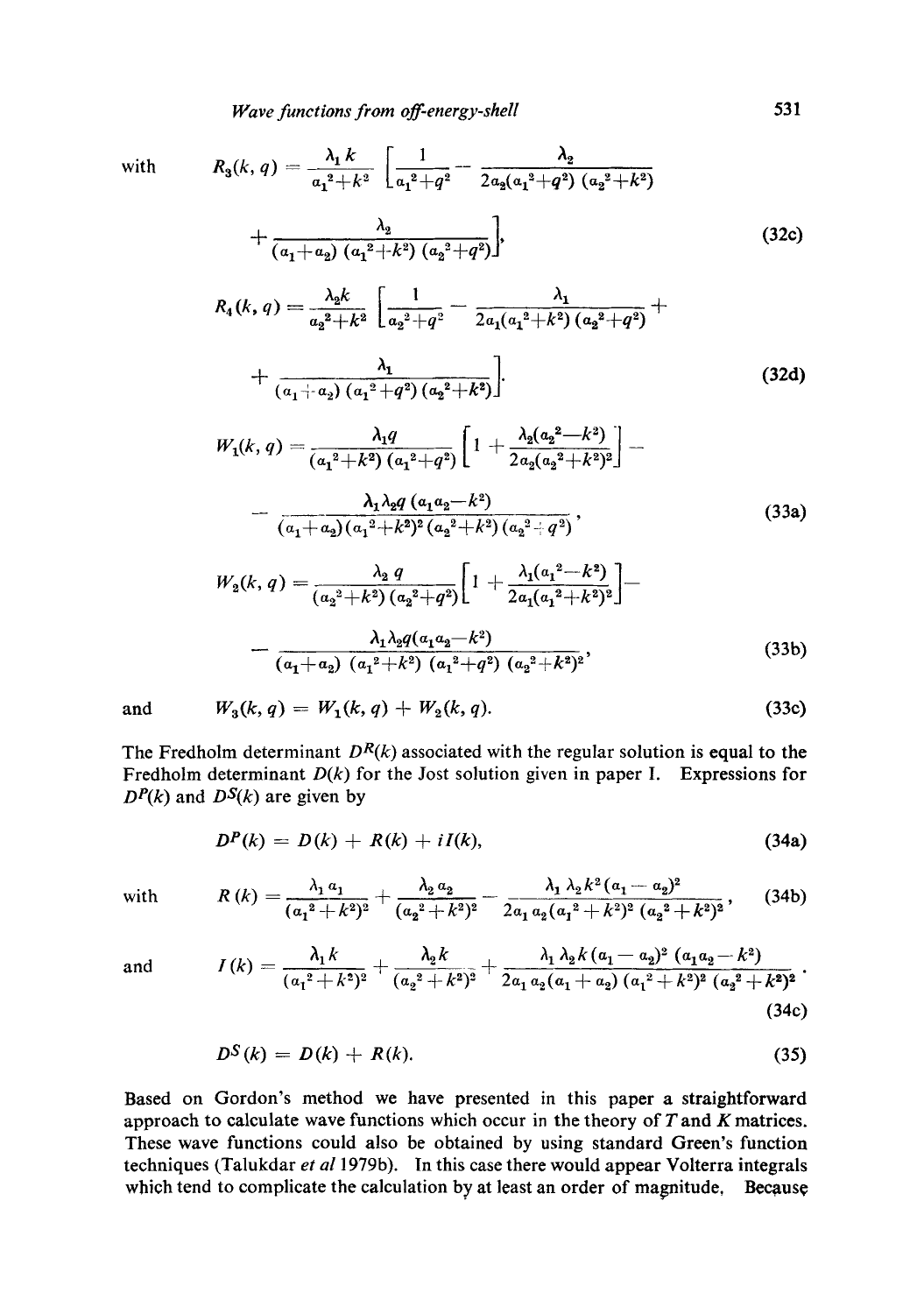with

$$R_3(k, q) = \frac{\lambda_1 k}{a_1^2+k^2}\left[\frac{1}{a_1^2+q^2} - \frac{\lambda_2}{2a_2(a_1^2+q^2)(a_2^2+k^2)} + \frac{\lambda_2}{(a_1+a_2)(a_1^2+k^2)(a_2^2+q^2)}\right], \tag{32c}$$

$$R_4(k, q) = \frac{\lambda_2 k}{a_2^2+k^2}\left[\frac{1}{a_2^2+q^2} - \frac{\lambda_1}{2a_1(a_1^2+k^2)(a_2^2+q^2)} + \frac{\lambda_1}{(a_1+a_2)(a_1^2+q^2)(a_2^2+k^2)}\right]. \tag{32d}$$

$$W_1(k, q) = \frac{\lambda_1 q}{(a_1^2+k^2)(a_1^2+q^2)}\left[1 + \frac{\lambda_2(a_2^2-k^2)}{2a_2(a_2^2+k^2)^2}\right] - \frac{\lambda_1\lambda_2 q\,(a_1a_2-k^2)}{(a_1+a_2)(a_1^2+k^2)^2(a_2^2+k^2)(a_2^2+q^2)}, \tag{33a}$$

$$W_2(k, q) = \frac{\lambda_2 q}{(a_2^2+k^2)(a_2^2+q^2)}\left[1 + \frac{\lambda_1(a_1^2-k^2)}{2a_1(a_1^2+k^2)^2}\right] - \frac{\lambda_1\lambda_2 q(a_1a_2-k^2)}{(a_1+a_2)(a_1^2+k^2)(a_1^2+q^2)(a_2^2+k^2)^2}, \tag{33b}$$

and

$$W_3(k, q) = W_1(k, q) + W_2(k, q). \tag{33c}$$

The Fredholm determinant $D^R(k)$ associated with the regular solution is equal to the Fredholm determinant $D(k)$ for the Jost solution given in paper I. Expressions for $D^P(k)$ and $D^S(k)$ are given by

$$D^P(k) = D(k) + R(k) + iI(k), \tag{34a}$$

with

$$R(k) = \frac{\lambda_1 a_1}{(a_1^2+k^2)^2} + \frac{\lambda_2 a_2}{(a_2^2+k^2)^2} - \frac{\lambda_1\lambda_2 k^2(a_1-a_2)^2}{2a_1a_2(a_1^2+k^2)^2(a_2^2+k^2)^2}, \tag{34b}$$

and

$$I(k) = \frac{\lambda_1 k}{(a_1^2+k^2)^2} + \frac{\lambda_2 k}{(a_2^2+k^2)^2} + \frac{\lambda_1\lambda_2 k(a_1-a_2)^2(a_1a_2-k^2)}{2a_1a_2(a_1+a_2)(a_1^2+k^2)^2(a_2^2+k^2)^2}. \tag{34c}$$

$$D^S(k) = D(k) + R(k). \tag{35}$$

Based on Gordon's method we have presented in this paper a straightforward approach to calculate wave functions which occur in the theory of $T$ and $K$ matrices. These wave functions could also be obtained by using standard Green's function techniques (Talukdar *et al* 1979b). In this case there would appear Volterra integrals which tend to complicate the calculation by at least an order of magnitude. Because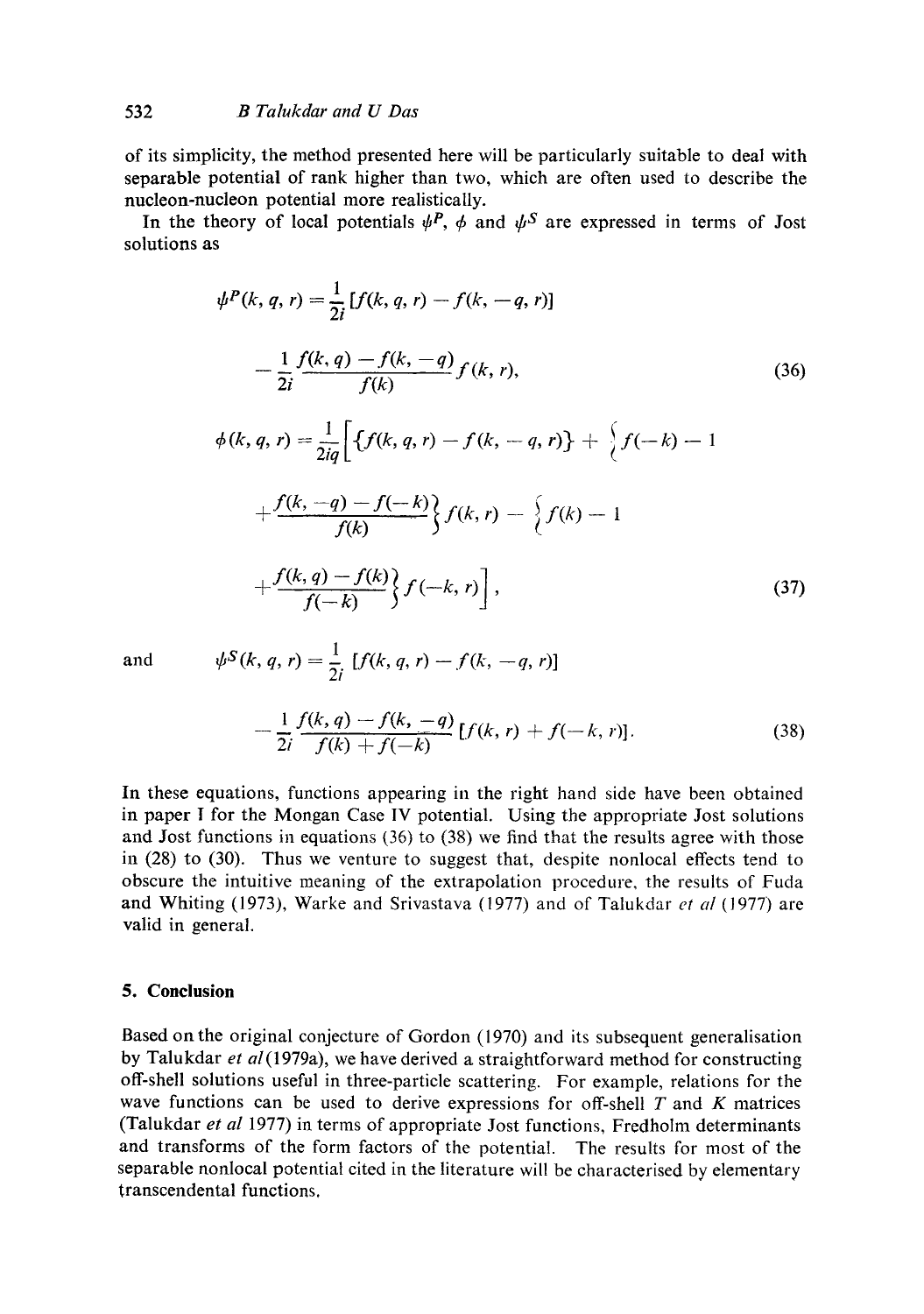of its simplicity, the method presented here will be particularly suitable to deal with separable potential of rank higher than two, which are often used to describe the nucleon-nucleon potential more realistically.

In the theory of local potentials $\psi^P$, $\phi$ and $\psi^S$ are expressed in terms of Jost solutions as

$$\psi^P(k, q, r) = \frac{1}{2i}[f(k, q, r) - f(k, -q, r)] - \frac{1}{2i}\frac{f(k, q) - f(k, -q)}{f(k)} f(k, r), \tag{36}$$

$$\phi(k, q, r) = \frac{1}{2iq}\Big[\{f(k, q, r) - f(k, -q, r)\} + \Big\{f(-k) - 1 + \frac{f(k, -q) - f(-k)}{f(k)}\Big\} f(k, r) - \Big\{f(k) - 1 + \frac{f(k, q) - f(k)}{f(-k)}\Big\} f(-k, r)\Big], \tag{37}$$

and

$$\psi^S(k, q, r) = \frac{1}{2i}[f(k, q, r) - f(k, -q, r)] - \frac{1}{2i}\frac{f(k, q) - f(k, -q)}{f(k) + f(-k)}[f(k, r) + f(-k, r)]. \tag{38}$$

In these equations, functions appearing in the right hand side have been obtained in paper I for the Mongan Case IV potential. Using the appropriate Jost solutions and Jost functions in equations (36) to (38) we find that the results agree with those in (28) to (30). Thus we venture to suggest that, despite nonlocal effects tend to obscure the intuitive meaning of the extrapolation procedure, the results of Fuda and Whiting (1973), Warke and Srivastava (1977) and of Talukdar *et al* (1977) are valid in general.

## 5. Conclusion

Based on the original conjecture of Gordon (1970) and its subsequent generalisation by Talukdar *et al* (1979a), we have derived a straightforward method for constructing off-shell solutions useful in three-particle scattering. For example, relations for the wave functions can be used to derive expressions for off-shell $T$ and $K$ matrices (Talukdar *et al* 1977) in terms of appropriate Jost functions, Fredholm determinants and transforms of the form factors of the potential. The results for most of the separable nonlocal potential cited in the literature will be characterised by elementary transcendental functions.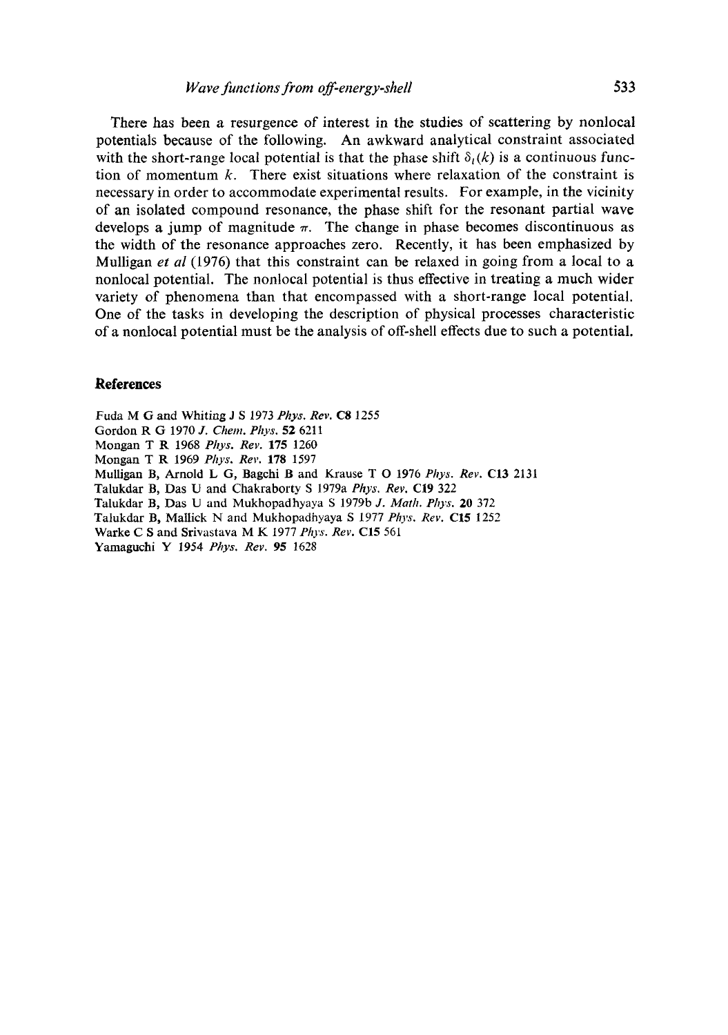There has been a resurgence of interest in the studies of scattering by nonlocal potentials because of the following. An awkward analytical constraint associated with the short-range local potential is that the phase shift $\delta_l(k)$ is a continuous function of momentum $k$. There exist situations where relaxation of the constraint is necessary in order to accommodate experimental results. For example, in the vicinity of an isolated compound resonance, the phase shift for the resonant partial wave develops a jump of magnitude $\pi$. The change in phase becomes discontinuous as the width of the resonance approaches zero. Recently, it has been emphasized by Mulligan *et al* (1976) that this constraint can be relaxed in going from a local to a nonlocal potential. The nonlocal potential is thus effective in treating a much wider variety of phenomena than that encompassed with a short-range local potential. One of the tasks in developing the description of physical processes characteristic of a nonlocal potential must be the analysis of off-shell effects due to such a potential.

## References

Fuda M G and Whiting J S 1973 *Phys. Rev.* **C8** 1255

Gordon R G 1970 *J. Chem. Phys.* **52** 6211

Mongan T R 1968 *Phys. Rev.* **175** 1260

Mongan T R 1969 *Phys. Rev.* **178** 1597

Mulligan B, Arnold L G, Bagchi B and Krause T O 1976 *Phys. Rev.* **C13** 2131

Talukdar B, Das U and Chakraborty S 1979a *Phys. Rev.* **C19** 322

Talukdar B, Das U and Mukhopadhyaya S 1979b *J. Math. Phys.* **20** 372

Talukdar B, Mallick N and Mukhopadhyaya S 1977 *Phys. Rev.* **C15** 1252

Warke C S and Srivastava M K 1977 *Phys. Rev.* **C15** 561

Yamaguchi Y 1954 *Phys. Rev.* **95** 1628